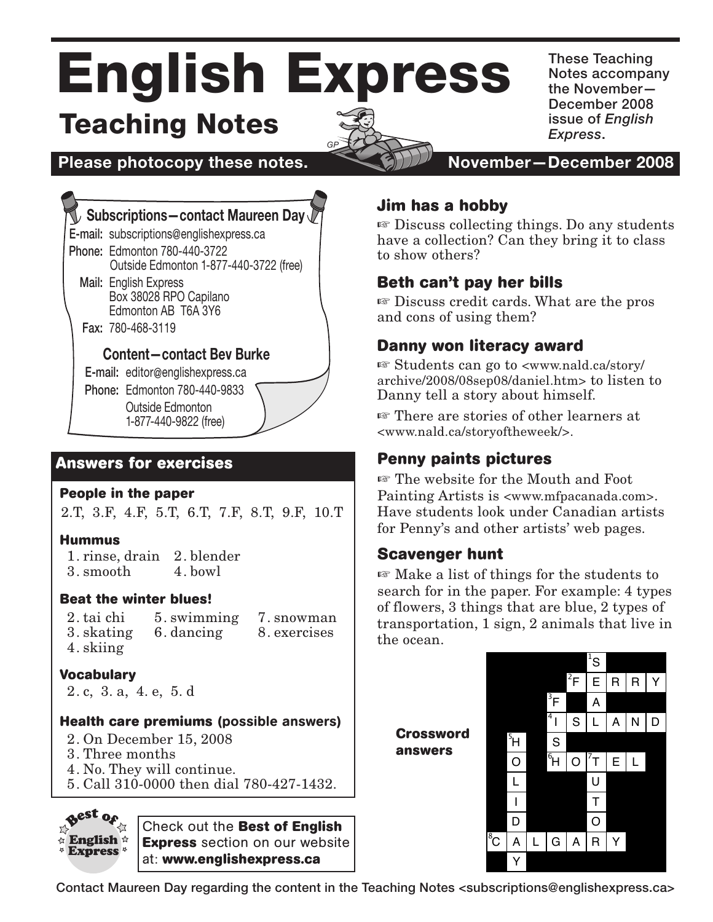# English Express

## Teaching Notes

These Teaching Notes accompany the November—December 2008 issue of *English Express*.

**Please photocopy these notes.** **November—December 2008**

### Subscriptions—contact Maureen Day

**E-mail:** subscriptions@englishexpress.ca
**Phone:** Edmonton 780-440-3722
Outside Edmonton 1-877-440-3722 (free)
**Mail:** English Express
Box 38028 RPO Capilano
Edmonton AB T6A 3Y6
**Fax:** 780-468-3119

### Content—contact Bev Burke

**E-mail:** editor@englishexpress.ca
**Phone:** Edmonton 780-440-9833
Outside Edmonton
1-877-440-9822 (free)

## Answers for exercises

### People in the paper

2.T, 3.F, 4.F, 5.T, 6.T, 7.F, 8.T, 9.F, 10.T

### Hummus

1. rinse, drain
2. blender
3. smooth
4. bowl

### Beat the winter blues!

2. tai chi
3. skating
4. skiing
5. swimming
6. dancing
7. snowman
8. exercises

### Vocabulary

2. c, 3. a, 4. e, 5. d

### Health care premiums (possible answers)

2. On December 15, 2008
3. Three months
4. No. They will continue.
5. Call 310-0000 then dial 780-427-1432.

**Best of English Express**

Check out the **Best of English Express** section on our website at: **www.englishexpress.ca**

### Jim has a hobby

☞ Discuss collecting things. Do any students have a collection? Can they bring it to class to show others?

### Beth can't pay her bills

☞ Discuss credit cards. What are the pros and cons of using them?

### Danny won literacy award

☞ Students can go to <www.nald.ca/story/archive/2008/08sep08/daniel.htm> to listen to Danny tell a story about himself.

☞ There are stories of other learners at <www.nald.ca/storyoftheweek/>.

### Penny paints pictures

☞ The website for the Mouth and Foot Painting Artists is <www.mfpacanada.com>. Have students look under Canadian artists for Penny's and other artists' web pages.

### Scavenger hunt

☞ Make a list of things for the students to search for in the paper. For example: 4 types of flowers, 3 things that are blue, 2 types of transportation, 1 sign, 2 animals that live in the ocean.

### Crossword answers

Across:
2. FERRY
4. ISLAND
6. HOTEL
8. CALGARY

Down:
1. SEATTLE
3. FISH
5. HOLIDAY
7. TOUTORY

Contact Maureen Day regarding the content in the Teaching Notes <subscriptions@englishexpress.ca>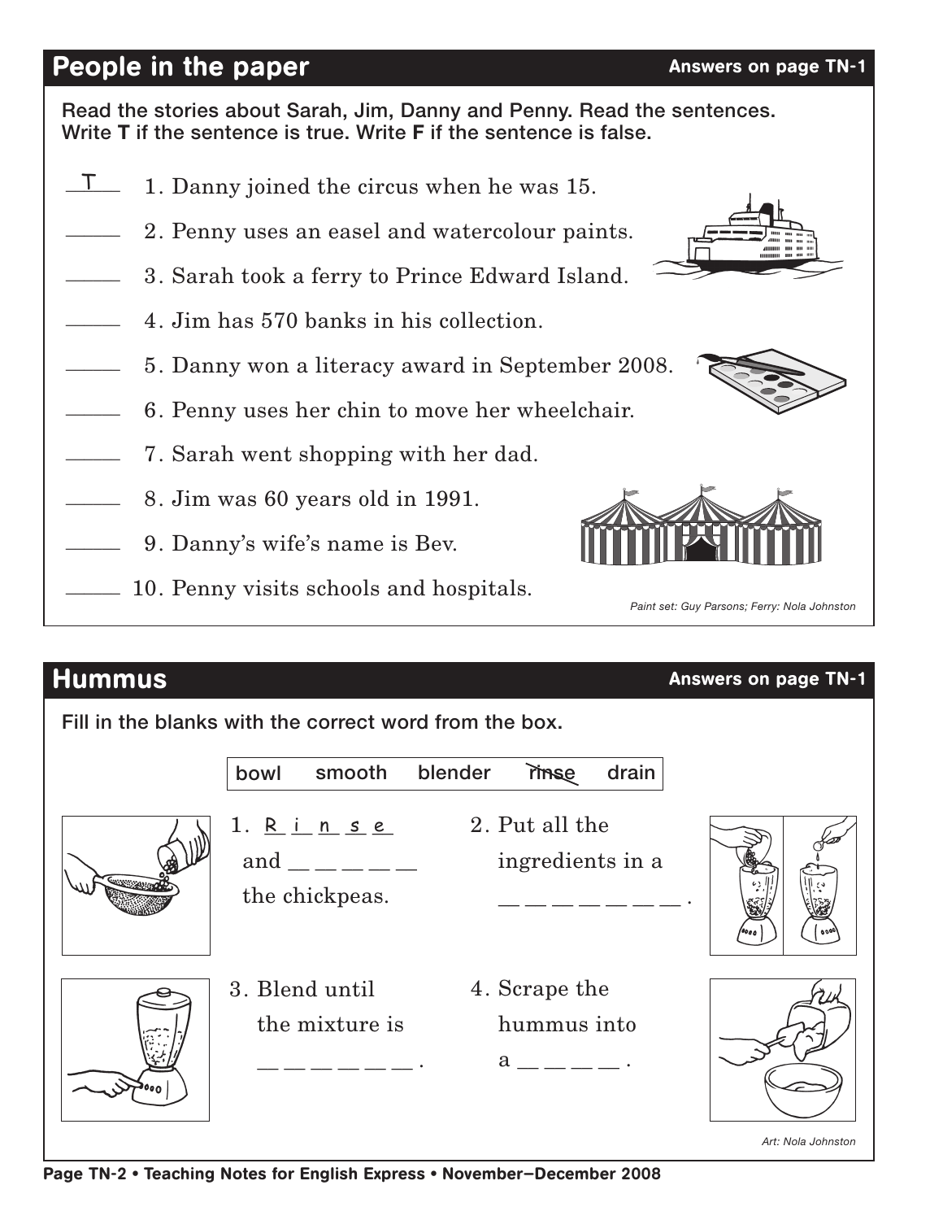## People in the paper

**Answers on page TN-1**

**Read the stories about Sarah, Jim, Danny and Penny. Read the sentences. Write T if the sentence is true. Write F if the sentence is false.**

\_T\_ 1. Danny joined the circus when he was 15.

\_\_\_\_ 2. Penny uses an easel and watercolour paints.

\_\_\_\_ 3. Sarah took a ferry to Prince Edward Island.

\_\_\_\_ 4. Jim has 570 banks in his collection.

\_\_\_\_ 5. Danny won a literacy award in September 2008.

\_\_\_\_ 6. Penny uses her chin to move her wheelchair.

\_\_\_\_ 7. Sarah went shopping with her dad.

\_\_\_\_ 8. Jim was 60 years old in 1991.

\_\_\_\_ 9. Danny's wife's name is Bev.

\_\_\_\_ 10. Penny visits schools and hospitals.

*Paint set: Guy Parsons; Ferry: Nola Johnston*

## Hummus

**Answers on page TN-1**

**Fill in the blanks with the correct word from the box.**

| bowl | smooth | blender | ~~rinse~~ | drain |
|---|---|---|---|---|

1. R i n s e and \_ \_ \_ \_ \_ the chickpeas.

2. Put all the ingredients in a \_ \_ \_ \_ \_ \_ \_ .

3. Blend until the mixture is \_ \_ \_ \_ \_ \_ .

4. Scrape the hummus into a \_ \_ \_ \_ .

*Art: Nola Johnston*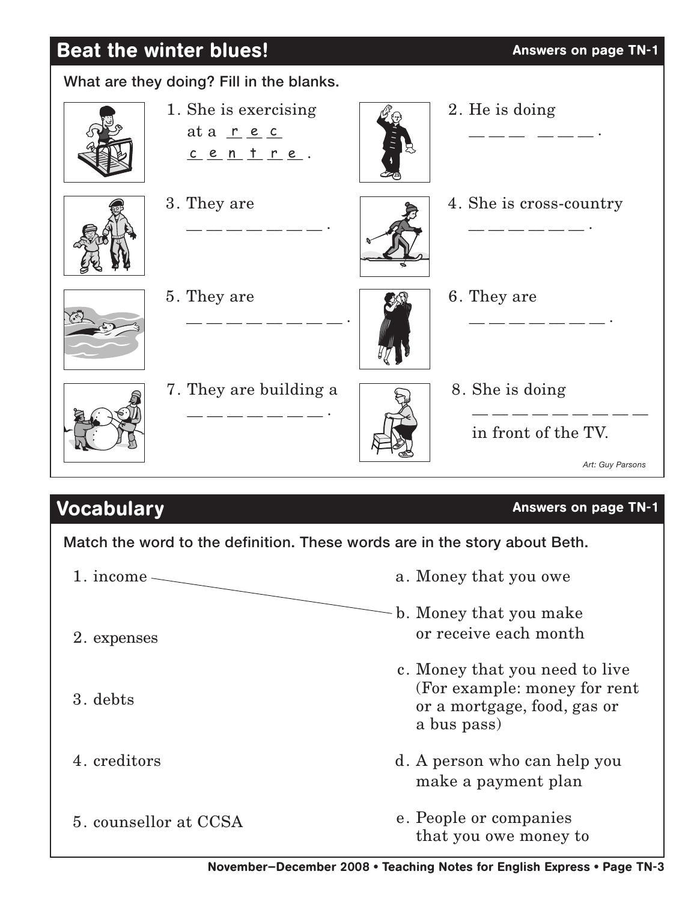## Beat the winter blues!

**Answers on page TN-1**

What are they doing? Fill in the blanks.

1. She is exercising at a r e c c e n t r e .

2. He is doing _ _ _ _ _ _ .

3. They are _ _ _ _ _ _ _ _ .

4. She is cross-country _ _ _ _ _ _ _ .

5. They are _ _ _ _ _ _ _ _ _ _ .

6. They are _ _ _ _ _ _ _ _ _ .

7. They are building a _ _ _ _ _ _ _ _ .

8. She is doing _ _ _ _ _ _ _ _ _ _ in front of the TV.

*Art: Guy Parsons*

## Vocabulary

**Answers on page TN-1**

Match the word to the definition. These words are in the story about Beth.

1. income — b
2. expenses
3. debts
4. creditors
5. counsellor at CCSA

a. Money that you owe

b. Money that you make or receive each month

c. Money that you need to live (For example: money for rent or a mortgage, food, gas or a bus pass)

d. A person who can help you make a payment plan

e. People or companies that you owe money to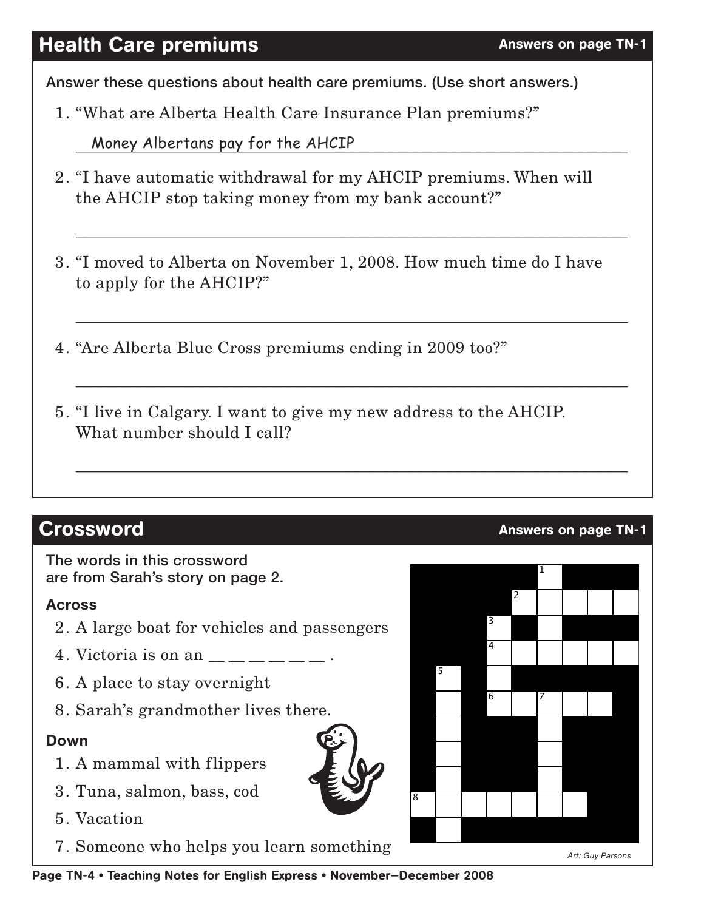## Health Care premiums

**Answers on page TN-1**

Answer these questions about health care premiums. (Use short answers.)

1. "What are Alberta Health Care Insurance Plan premiums?"

   Money Albertans pay for the AHCIP

2. "I have automatic withdrawal for my AHCIP premiums. When will the AHCIP stop taking money from my bank account?"

   \_\_\_\_\_\_\_\_\_\_\_\_\_\_\_\_\_\_\_\_\_\_\_\_\_\_\_\_\_\_\_\_\_\_\_\_\_\_\_\_

3. "I moved to Alberta on November 1, 2008. How much time do I have to apply for the AHCIP?"

   \_\_\_\_\_\_\_\_\_\_\_\_\_\_\_\_\_\_\_\_\_\_\_\_\_\_\_\_\_\_\_\_\_\_\_\_\_\_\_\_

4. "Are Alberta Blue Cross premiums ending in 2009 too?"

   \_\_\_\_\_\_\_\_\_\_\_\_\_\_\_\_\_\_\_\_\_\_\_\_\_\_\_\_\_\_\_\_\_\_\_\_\_\_\_\_

5. "I live in Calgary. I want to give my new address to the AHCIP. What number should I call?

   \_\_\_\_\_\_\_\_\_\_\_\_\_\_\_\_\_\_\_\_\_\_\_\_\_\_\_\_\_\_\_\_\_\_\_\_\_\_\_\_

## Crossword

**Answers on page TN-1**

The words in this crossword are from Sarah's story on page 2.

### Across

2. A large boat for vehicles and passengers
4. Victoria is on an \_ \_ \_ \_ \_ \_ .
6. A place to stay overnight
8. Sarah's grandmother lives there.

### Down

1. A mammal with flippers
3. Tuna, salmon, bass, cod
5. Vacation
7. Someone who helps you learn something

*Art: Guy Parsons*